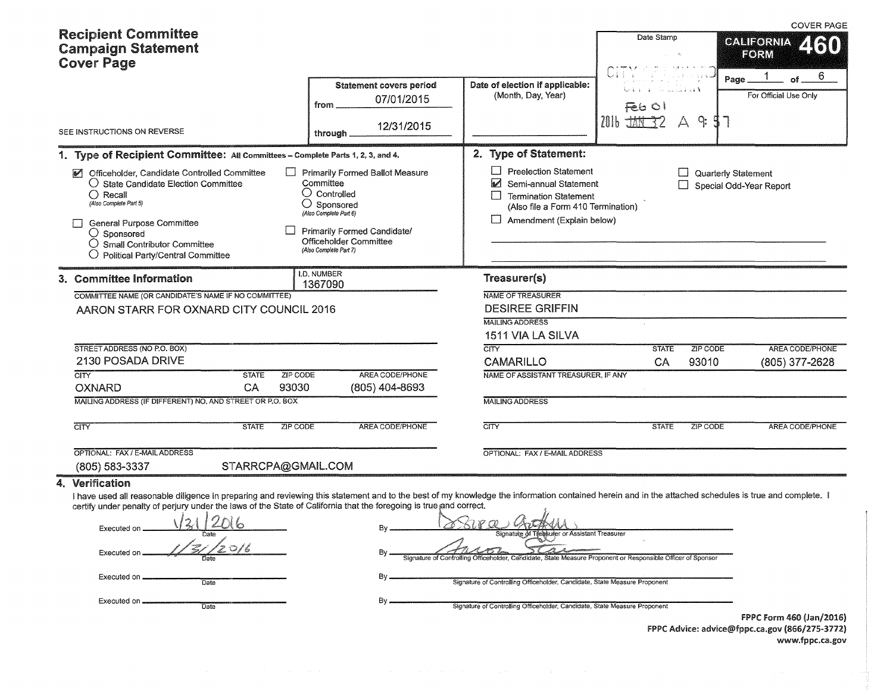COVER PAGE

# Recipient Committee Campaign Statement Cover Page

**CALIFORNIA FORM 460**

Page 1 of 6

For Official Use Only

SEE INSTRUCTIONS ON REVERSE

| Statement covers period | Date of election if applicable: (Month, Day, Year) | Date Stamp |
|---|---|---|
| from 07/01/2015 | | CITY OF OXNARD CITY CLERK |
| through 12/31/2015 | | Feb 01 2016 JAN 32 A 9:57 |

## 1. Type of Recipient Committee: All Committees – Complete Parts 1, 2, 3, and 4.

- [x] Officeholder, Candidate Controlled Committee
  - ○ State Candidate Election Committee
  - ○ Recall (Also Complete Part 5)
- [ ] General Purpose Committee
  - ○ Sponsored
  - ○ Small Contributor Committee
  - ○ Political Party/Central Committee
- [ ] Primarily Formed Ballot Measure Committee
  - ○ Controlled
  - ○ Sponsored (Also Complete Part 6)
- [ ] Primarily Formed Candidate/ Officeholder Committee (Also Complete Part 7)

## 2. Type of Statement:

- [ ] Preelection Statement
- [x] Semi-annual Statement
- [ ] Termination Statement (Also file a Form 410 Termination)
- [ ] Amendment (Explain below)
- [ ] Quarterly Statement
- [ ] Special Odd-Year Report

## 3. Committee Information

I.D. NUMBER: 1367090

COMMITTEE NAME (OR CANDIDATE'S NAME IF NO COMMITTEE): AARON STARR FOR OXNARD CITY COUNCIL 2016

STREET ADDRESS (NO P.O. BOX): 2130 POSADA DRIVE

| CITY | STATE | ZIP CODE | AREA CODE/PHONE |
|---|---|---|---|
| OXNARD | CA | 93030 | (805) 404-8693 |

MAILING ADDRESS (IF DIFFERENT) NO. AND STREET OR P.O. BOX:

| CITY | STATE | ZIP CODE | AREA CODE/PHONE |
|---|---|---|---|
| | | | |

OPTIONAL: FAX / E-MAIL ADDRESS: (805) 583-3337 STARRCPA@GMAIL.COM

### Treasurer(s)

NAME OF TREASURER: DESIREE GRIFFIN

MAILING ADDRESS: 1511 VIA LA SILVA

| CITY | STATE | ZIP CODE | AREA CODE/PHONE |
|---|---|---|---|
| CAMARILLO | CA | 93010 | (805) 377-2628 |

NAME OF ASSISTANT TREASURER, IF ANY:

MAILING ADDRESS:

| CITY | STATE | ZIP CODE | AREA CODE/PHONE |
|---|---|---|---|
| | | | |

OPTIONAL: FAX / E-MAIL ADDRESS:

## 4. Verification

I have used all reasonable diligence in preparing and reviewing this statement and to the best of my knowledge the information contained herein and in the attached schedules is true and complete. I certify under penalty of perjury under the laws of the State of California that the foregoing is true and correct.

| Executed on (Date) | By |
|---|---|
| 1/31/2016 | *Desiree Griffin* — Signature of Treasurer or Assistant Treasurer |
| 1/31/2016 | *Aaron Starr* — Signature of Controlling Officeholder, Candidate, State Measure Proponent or Responsible Officer of Sponsor |
| | Signature of Controlling Officeholder, Candidate, State Measure Proponent |
| | Signature of Controlling Officeholder, Candidate, State Measure Proponent |

FPPC Form 460 (Jan/2016)
FPPC Advice: advice@fppc.ca.gov (866/275-3772)
www.fppc.ca.gov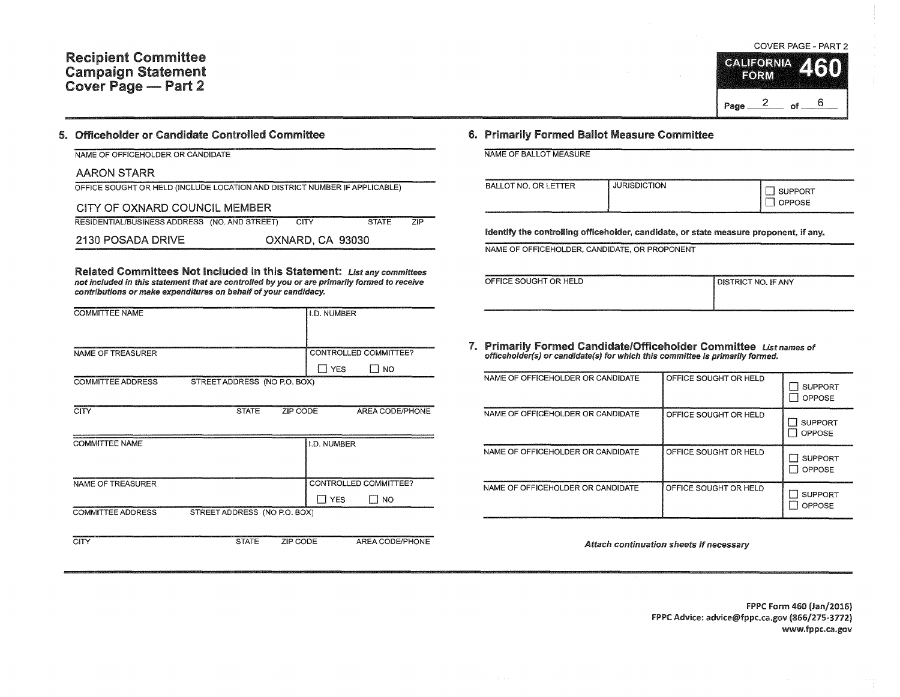# Recipient Committee Campaign Statement Cover Page — Part 2

COVER PAGE - PART 2

CALIFORNIA FORM **460**

Page 2 of 6

## 5. Officeholder or Candidate Controlled Committee

NAME OF OFFICEHOLDER OR CANDIDATE

AARON STARR

OFFICE SOUGHT OR HELD (INCLUDE LOCATION AND DISTRICT NUMBER IF APPLICABLE)

CITY OF OXNARD COUNCIL MEMBER

| RESIDENTIAL/BUSINESS ADDRESS (NO. AND STREET) | CITY | STATE | ZIP |
|---|---|---|---|
| 2130 POSADA DRIVE | OXNARD, CA 93030 | | |

**Related Committees Not Included in this Statement:** ***List any committees not included in this statement that are controlled by you or are primarily formed to receive contributions or make expenditures on behalf of your candidacy.***

| COMMITTEE NAME | | | I.D. NUMBER |
|---|---|---|---|
| | | | |
| NAME OF TREASURER | | | CONTROLLED COMMITTEE? ☐ YES ☐ NO |
| COMMITTEE ADDRESS | STREET ADDRESS (NO P.O. BOX) | | |
| CITY | STATE | ZIP CODE | AREA CODE/PHONE |

| COMMITTEE NAME | | | I.D. NUMBER |
|---|---|---|---|
| | | | |
| NAME OF TREASURER | | | CONTROLLED COMMITTEE? ☐ YES ☐ NO |
| COMMITTEE ADDRESS | STREET ADDRESS (NO P.O. BOX) | | |
| CITY | STATE | ZIP CODE | AREA CODE/PHONE |

## 6. Primarily Formed Ballot Measure Committee

NAME OF BALLOT MEASURE

| BALLOT NO. OR LETTER | JURISDICTION | ☐ SUPPORT ☐ OPPOSE |
|---|---|---|
| | | |

**Identify the controlling officeholder, candidate, or state measure proponent, if any.**

NAME OF OFFICEHOLDER, CANDIDATE, OR PROPONENT

| OFFICE SOUGHT OR HELD | DISTRICT NO. IF ANY |
|---|---|
| | |

## 7. Primarily Formed Candidate/Officeholder Committee

***List names of officeholder(s) or candidate(s) for which this committee is primarily formed.***

| NAME OF OFFICEHOLDER OR CANDIDATE | OFFICE SOUGHT OR HELD | |
|---|---|---|
| | | ☐ SUPPORT ☐ OPPOSE |
| NAME OF OFFICEHOLDER OR CANDIDATE | OFFICE SOUGHT OR HELD | ☐ SUPPORT ☐ OPPOSE |
| NAME OF OFFICEHOLDER OR CANDIDATE | OFFICE SOUGHT OR HELD | ☐ SUPPORT ☐ OPPOSE |
| NAME OF OFFICEHOLDER OR CANDIDATE | OFFICE SOUGHT OR HELD | ☐ SUPPORT ☐ OPPOSE |

*Attach continuation sheets if necessary*

FPPC Form 460 (Jan/2016)
FPPC Advice: advice@fppc.ca.gov (866/275-3772)
www.fppc.ca.gov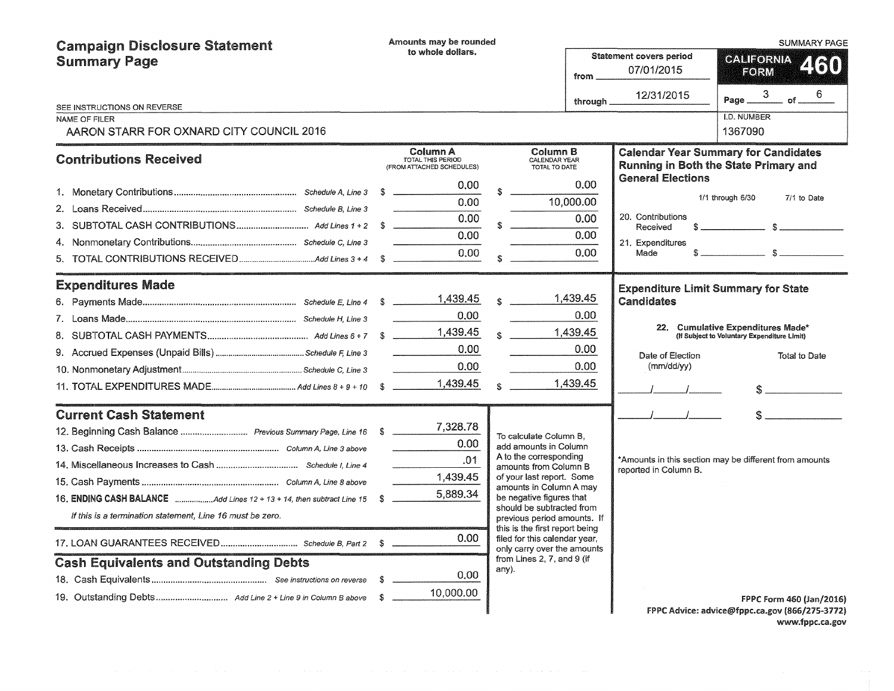# Campaign Disclosure Statement Summary Page

Amounts may be rounded to whole dollars.

SUMMARY PAGE

Statement covers period from 07/01/2015 through 12/31/2015

**CALIFORNIA FORM 460**

SEE INSTRUCTIONS ON REVERSE

NAME OF FILER: AARON STARR FOR OXNARD CITY COUNCIL 2016

I.D. NUMBER: 1367090

## Contributions Received

| | | Column A TOTAL THIS PERIOD (FROM ATTACHED SCHEDULES) | Column B CALENDAR YEAR TOTAL TO DATE |
|---|---|---|---|
| 1. Monetary Contributions | Schedule A, Line 3 | $ 0.00 | $ 0.00 |
| 2. Loans Received | Schedule B, Line 3 | 0.00 | 10,000.00 |
| 3. SUBTOTAL CASH CONTRIBUTIONS | Add Lines 1 + 2 | $ 0.00 | $ 0.00 |
| 4. Nonmonetary Contributions | Schedule C, Line 3 | 0.00 | 0.00 |
| 5. TOTAL CONTRIBUTIONS RECEIVED | Add Lines 3 + 4 | $ 0.00 | $ 0.00 |

## Expenditures Made

| | | Column A | Column B |
|---|---|---|---|
| 6. Payments Made | Schedule E, Line 4 | $ 1,439.45 | $ 1,439.45 |
| 7. Loans Made | Schedule H, Line 3 | 0.00 | 0.00 |
| 8. SUBTOTAL CASH PAYMENTS | Add Lines 6 + 7 | $ 1,439.45 | $ 1,439.45 |
| 9. Accrued Expenses (Unpaid Bills) | Schedule F, Line 3 | 0.00 | 0.00 |
| 10. Nonmonetary Adjustment | Schedule C, Line 3 | 0.00 | 0.00 |
| 11. TOTAL EXPENDITURES MADE | Add Lines 8 + 9 + 10 | $ 1,439.45 | $ 1,439.45 |

## Current Cash Statement

| | | |
|---|---|---|
| 12. Beginning Cash Balance | Previous Summary Page, Line 16 | $ 7,328.78 |
| 13. Cash Receipts | Column A, Line 3 above | 0.00 |
| 14. Miscellaneous Increases to Cash | Schedule I, Line 4 | .01 |
| 15. Cash Payments | Column A, Line 8 above | 1,439.45 |
| 16. **ENDING CASH BALANCE** | Add Lines 12 + 13 + 14, then subtract Line 15 | $ 5,889.34 |

*If this is a termination statement, Line 16 must be zero.*

| | | |
|---|---|---|
| 17. LOAN GUARANTEES RECEIVED | Schedule B, Part 2 | $ 0.00 |

## Cash Equivalents and Outstanding Debts

| | | |
|---|---|---|
| 18. Cash Equivalents | See instructions on reverse | $ 0.00 |
| 19. Outstanding Debts | Add Line 2 + Line 9 in Column B above | $ 10,000.00 |

To calculate Column B, add amounts in Column A to the corresponding amounts from Column B of your last report. Some amounts in Column A may be negative figures that should be subtracted from previous period amounts. If this is the first report being filed for this calendar year, only carry over the amounts from Lines 2, 7, and 9 (if any).

## Calendar Year Summary for Candidates Running in Both the State Primary and General Elections

| | 1/1 through 6/30 | 7/1 to Date |
|---|---|---|
| 20. Contributions Received | $ | $ |
| 21. Expenditures Made | $ | $ |

## Expenditure Limit Summary for State Candidates

22. Cumulative Expenditures Made* (If Subject to Voluntary Expenditure Limit)

| Date of Election (mm/dd/yy) | Total to Date |
|---|---|
| / / | $ |
| / / | $ |

*Amounts in this section may be different from amounts reported in Column B.

FPPC Form 460 (Jan/2016)
FPPC Advice: advice@fppc.ca.gov (866/275-3772)
www.fppc.ca.gov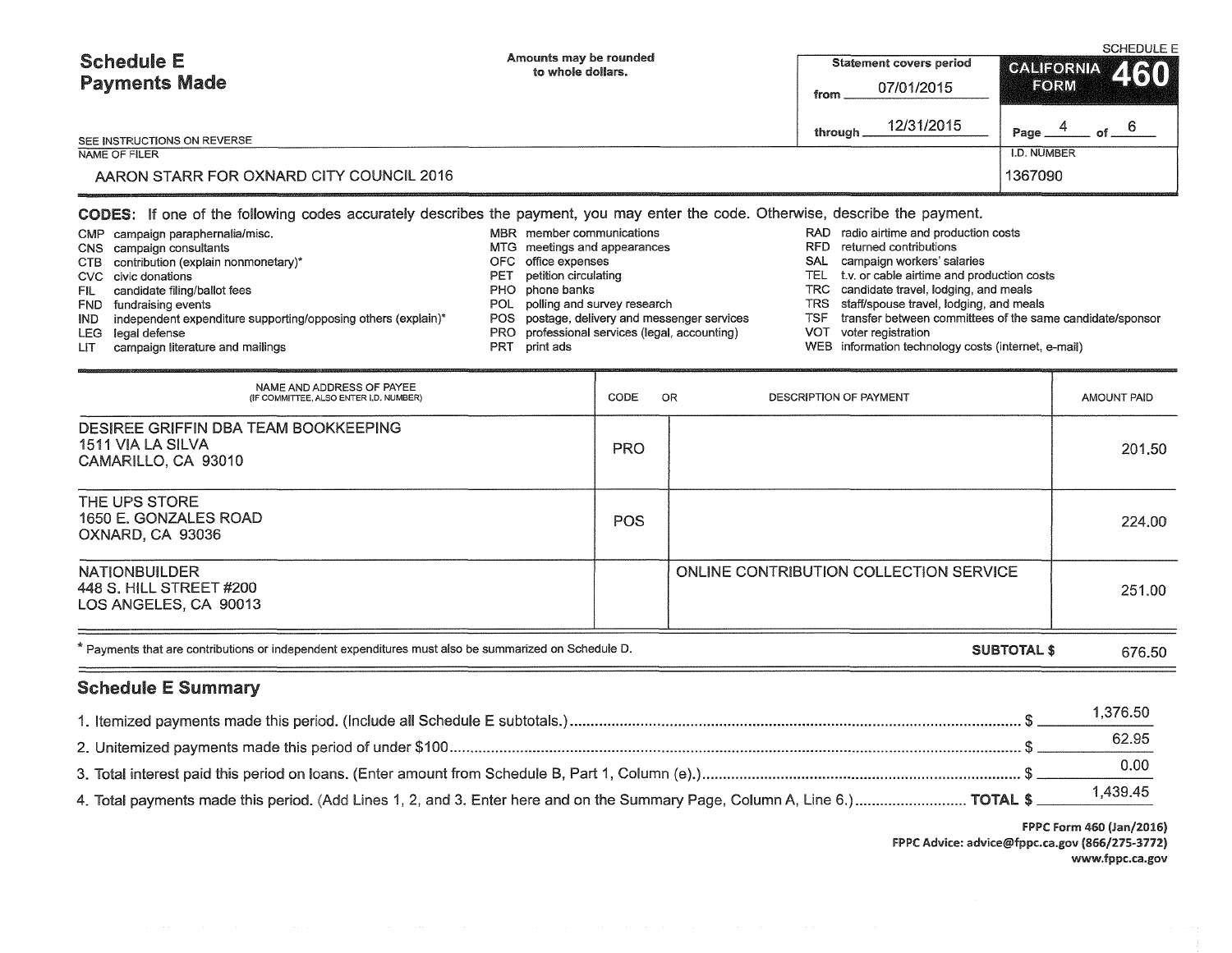# Schedule E Payments Made

Amounts may be rounded to whole dollars.

SCHEDULE E

**CALIFORNIA FORM 460**

Statement covers period from 07/01/2015 through 12/31/2015

SEE INSTRUCTIONS ON REVERSE

NAME OF FILER: AARON STARR FOR OXNARD CITY COUNCIL 2016

I.D. NUMBER: 1367090

**CODES:** If one of the following codes accurately describes the payment, you may enter the code. Otherwise, describe the payment.

- CMP campaign paraphernalia/misc.
- CNS campaign consultants
- CTB contribution (explain nonmonetary)*
- CVC civic donations
- FIL candidate filing/ballot fees
- FND fundraising events
- IND independent expenditure supporting/opposing others (explain)*
- LEG legal defense
- LIT campaign literature and mailings
- MBR member communications
- MTG meetings and appearances
- OFC office expenses
- PET petition circulating
- PHO phone banks
- POL polling and survey research
- POS postage, delivery and messenger services
- PRO professional services (legal, accounting)
- PRT print ads
- RAD radio airtime and production costs
- RFD returned contributions
- SAL campaign workers' salaries
- TEL t.v. or cable airtime and production costs
- TRC candidate travel, lodging, and meals
- TRS staff/spouse travel, lodging, and meals
- TSF transfer between committees of the same candidate/sponsor
- VOT voter registration
- WEB information technology costs (internet, e-mail)

| NAME AND ADDRESS OF PAYEE (IF COMMITTEE, ALSO ENTER I.D. NUMBER) | CODE | OR DESCRIPTION OF PAYMENT | AMOUNT PAID |
|---|---|---|---|
| DESIREE GRIFFIN DBA TEAM BOOKKEEPING<br>1511 VIA LA SILVA<br>CAMARILLO, CA 93010 | PRO | | 201.50 |
| THE UPS STORE<br>1650 E. GONZALES ROAD<br>OXNARD, CA 93036 | POS | | 224.00 |
| NATIONBUILDER<br>448 S. HILL STREET #200<br>LOS ANGELES, CA 90013 | | ONLINE CONTRIBUTION COLLECTION SERVICE | 251.00 |

* Payments that are contributions or independent expenditures must also be summarized on Schedule D.

**SUBTOTAL $** 676.50

## Schedule E Summary

1. Itemized payments made this period. (Include all Schedule E subtotals.) $ 1,376.50
2. Unitemized payments made this period of under $100 $ 62.95
3. Total interest paid this period on loans. (Enter amount from Schedule B, Part 1, Column (e).) $ 0.00
4. Total payments made this period. (Add Lines 1, 2, and 3. Enter here and on the Summary Page, Column A, Line 6.) **TOTAL $** 1,439.45

FPPC Form 460 (Jan/2016)
FPPC Advice: advice@fppc.ca.gov (866/275-3772)
www.fppc.ca.gov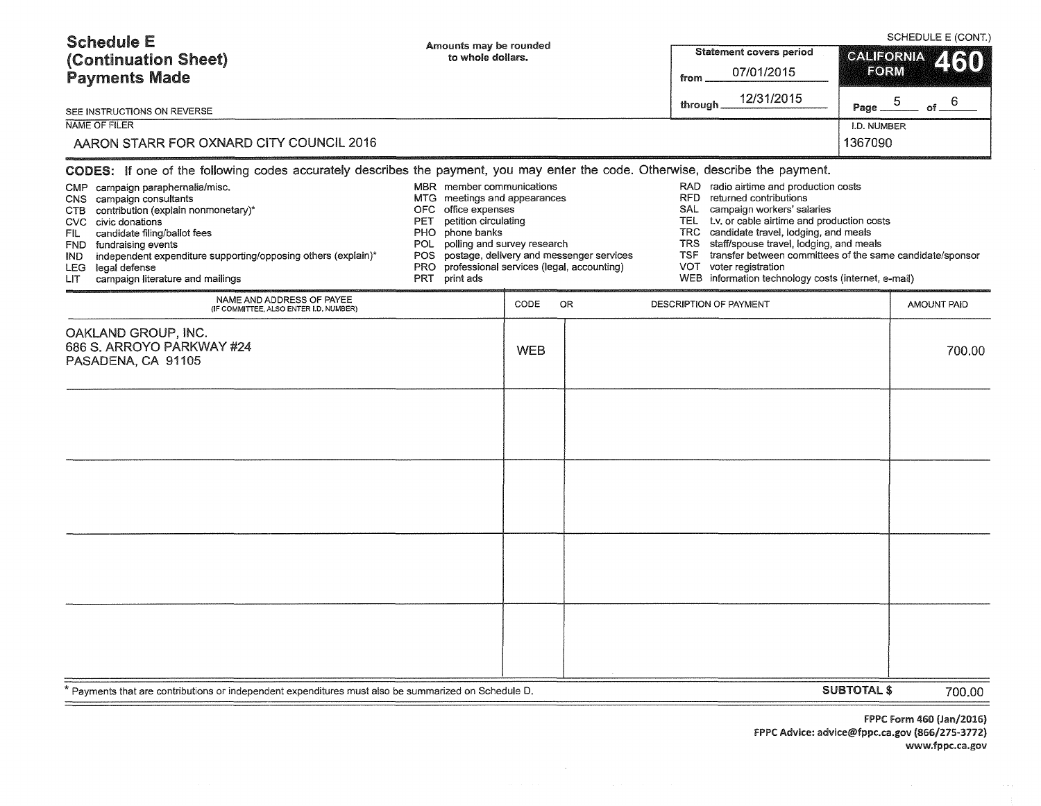# Schedule E (Continuation Sheet) Payments Made

SEE INSTRUCTIONS ON REVERSE

Amounts may be rounded to whole dollars.

SCHEDULE E (CONT.)

**CALIFORNIA FORM 460**

Statement covers period from 07/01/2015 through 12/31/2015

Page 5 of 6

NAME OF FILER: AARON STARR FOR OXNARD CITY COUNCIL 2016

I.D. NUMBER: 1367090

**CODES:** If one of the following codes accurately describes the payment, you may enter the code. Otherwise, describe the payment.

- CMP campaign paraphernalia/misc.
- CNS campaign consultants
- CTB contribution (explain nonmonetary)*
- CVC civic donations
- FIL candidate filing/ballot fees
- FND fundraising events
- IND independent expenditure supporting/opposing others (explain)*
- LEG legal defense
- LIT campaign literature and mailings
- MBR member communications
- MTG meetings and appearances
- OFC office expenses
- PET petition circulating
- PHO phone banks
- POL polling and survey research
- POS postage, delivery and messenger services
- PRO professional services (legal, accounting)
- PRT print ads
- RAD radio airtime and production costs
- RFD returned contributions
- SAL campaign workers' salaries
- TEL t.v. or cable airtime and production costs
- TRC candidate travel, lodging, and meals
- TRS staff/spouse travel, lodging, and meals
- TSF transfer between committees of the same candidate/sponsor
- VOT voter registration
- WEB information technology costs (internet, e-mail)

| NAME AND ADDRESS OF PAYEE (IF COMMITTEE, ALSO ENTER I.D. NUMBER) | CODE | OR DESCRIPTION OF PAYMENT | AMOUNT PAID |
|---|---|---|---|
| OAKLAND GROUP, INC.<br>686 S. ARROYO PARKWAY #24<br>PASADENA, CA 91105 | WEB | | 700.00 |
| | | | |
| | | | |
| | | | |
| | | | |

\* Payments that are contributions or independent expenditures must also be summarized on Schedule D.

**SUBTOTAL $** 700.00

FPPC Form 460 (Jan/2016)
FPPC Advice: advice@fppc.ca.gov (866/275-3772)
www.fppc.ca.gov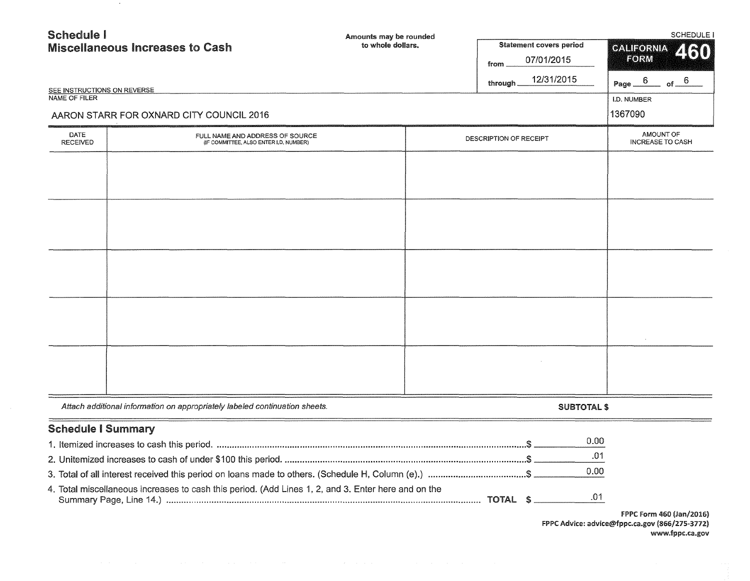# Schedule I
## Miscellaneous Increases to Cash

Amounts may be rounded to whole dollars.

Statement covers period
from 07/01/2015
through 12/31/2015

SCHEDULE I
CALIFORNIA FORM 460

SEE INSTRUCTIONS ON REVERSE

NAME OF FILER: AARON STARR FOR OXNARD CITY COUNCIL 2016

I.D. NUMBER: 1367090

| DATE RECEIVED | FULL NAME AND ADDRESS OF SOURCE (IF COMMITTEE, ALSO ENTER I.D. NUMBER) | DESCRIPTION OF RECEIPT | AMOUNT OF INCREASE TO CASH |
|---|---|---|---|
| | | | |
| | | | |
| | | | |
| | | | |
| | | | |

*Attach additional information on appropriately labeled continuation sheets.*

**SUBTOTAL $**

## Schedule I Summary

1. Itemized increases to cash this period. ............ $ 0.00
2. Unitemized increases to cash of under $100 this period. ............ $ .01
3. Total of all interest received this period on loans made to others. (Schedule H, Column (e).) ............ $ 0.00
4. Total miscellaneous increases to cash this period. (Add Lines 1, 2, and 3. Enter here and on the Summary Page, Line 14.) ............ **TOTAL** $ .01

FPPC Form 460 (Jan/2016)
FPPC Advice: advice@fppc.ca.gov (866/275-3772)
www.fppc.ca.gov